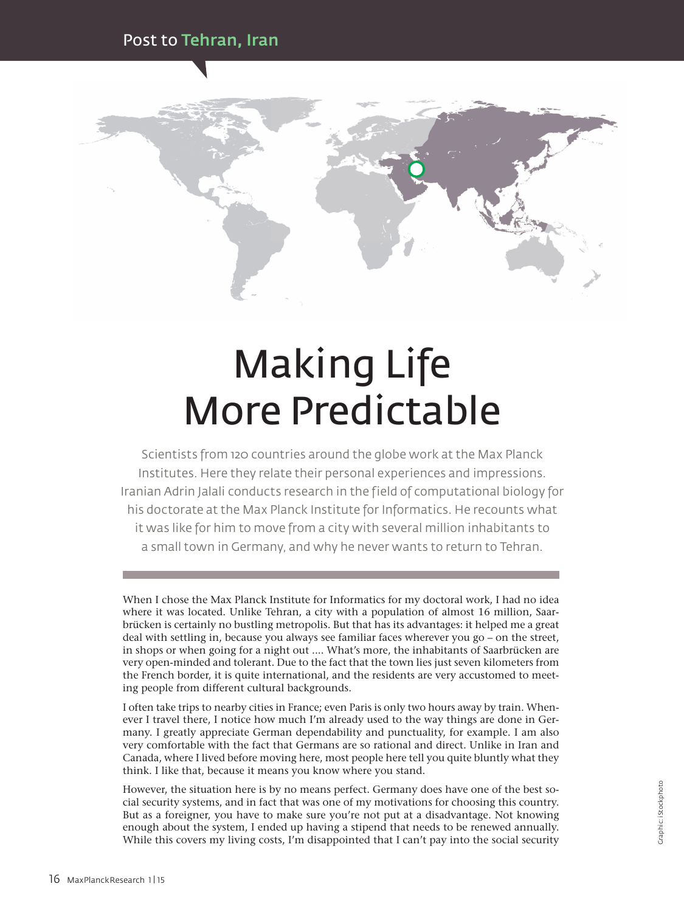Post to **Tehran, Iran**

# Making Life More Predictable

Scientists from 120 countries around the globe work at the Max Planck Institutes. Here they relate their personal experiences and impressions. Iranian Adrin Jalali conducts research in the field of computational biology for his doctorate at the Max Planck Institute for Informatics. He recounts what it was like for him to move from a city with several million inhabitants to a small town in Germany, and why he never wants to return to Tehran.

When I chose the Max Planck Institute for Informatics for my doctoral work, I had no idea where it was located. Unlike Tehran, a city with a population of almost 16 million, Saarbrücken is certainly no bustling metropolis. But that has its advantages: it helped me a great deal with settling in, because you always see familiar faces wherever you go – on the street, in shops or when going for a night out .... What's more, the inhabitants of Saarbrücken are very open-minded and tolerant. Due to the fact that the town lies just seven kilometers from the French border, it is quite international, and the residents are very accustomed to meeting people from different cultural backgrounds.

I often take trips to nearby cities in France; even Paris is only two hours away by train. Whenever I travel there, I notice how much I'm already used to the way things are done in Germany. I greatly appreciate German dependability and punctuality, for example. I am also very comfortable with the fact that Germans are so rational and direct. Unlike in Iran and Canada, where I lived before moving here, most people here tell you quite bluntly what they think. I like that, because it means you know where you stand.

However, the situation here is by no means perfect. Germany does have one of the best social security systems, and in fact that was one of my motivations for choosing this country. But as a foreigner, you have to make sure you're not put at a disadvantage. Not knowing enough about the system, I ended up having a stipend that needs to be renewed annually. While this covers my living costs, I'm disappointed that I can't pay into the social security

Graphic: iStockphoto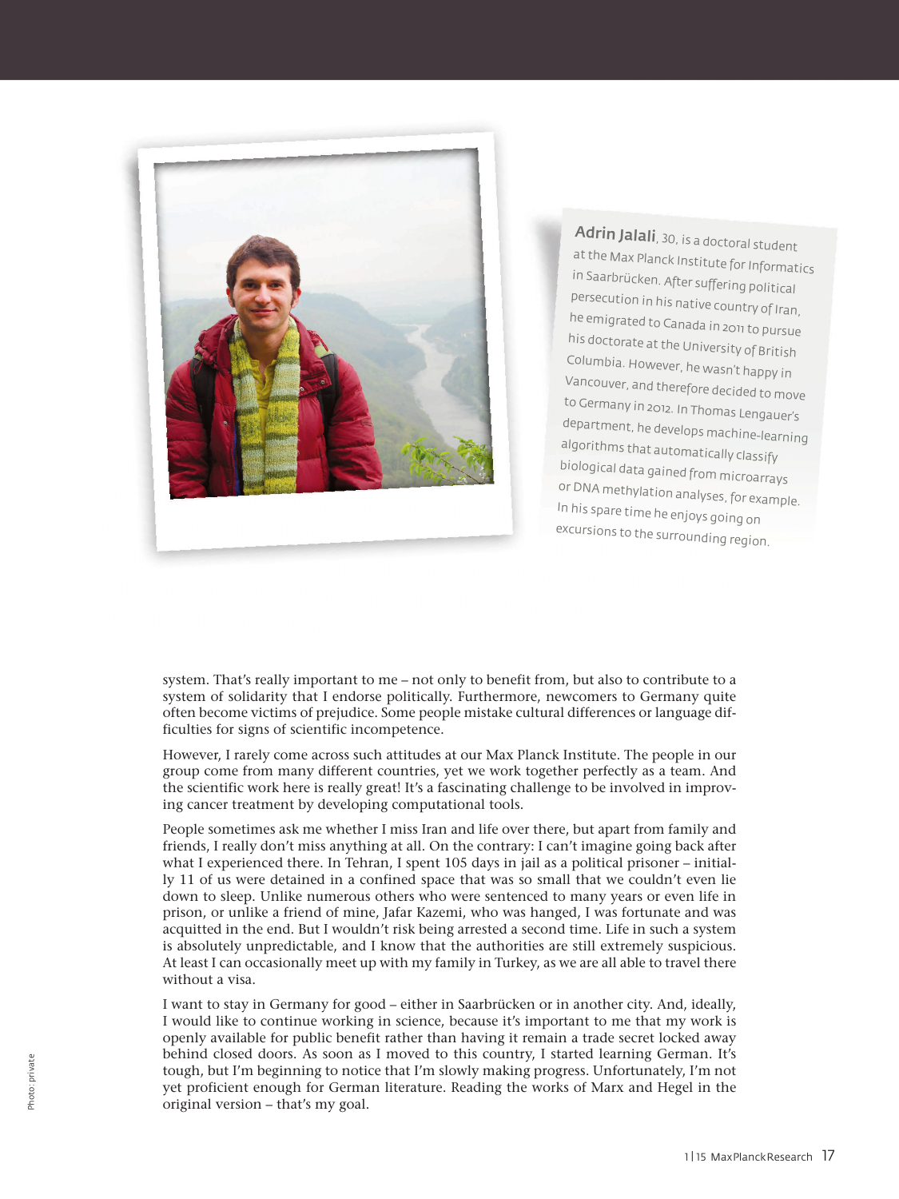**Adrin Jalali**, 30, is a doctoral student at the Max Planck Institute for Informatics in Saarbrücken. After suffering political persecution in his native country of Iran, he emigrated to Canada in 2011 to pursue his doctorate at the University of British Columbia. However, he wasn't happy in Vancouver, and therefore decided to move to Germany in 2012. In Thomas Lengauer's department, he develops machine-learning algorithms that automatically classify biological data gained from microarrays or DNA methylation analyses, for example. In his spare time he enjoys going on excursions to the surrounding region.

system. That's really important to me – not only to benefit from, but also to contribute to a system of solidarity that I endorse politically. Furthermore, newcomers to Germany quite often become victims of prejudice. Some people mistake cultural differences or language difficulties for signs of scientific incompetence.

However, I rarely come across such attitudes at our Max Planck Institute. The people in our group come from many different countries, yet we work together perfectly as a team. And the scientific work here is really great! It's a fascinating challenge to be involved in improving cancer treatment by developing computational tools.

People sometimes ask me whether I miss Iran and life over there, but apart from family and friends, I really don't miss anything at all. On the contrary: I can't imagine going back after what I experienced there. In Tehran, I spent 105 days in jail as a political prisoner – initially 11 of us were detained in a confined space that was so small that we couldn't even lie down to sleep. Unlike numerous others who were sentenced to many years or even life in prison, or unlike a friend of mine, Jafar Kazemi, who was hanged, I was fortunate and was acquitted in the end. But I wouldn't risk being arrested a second time. Life in such a system is absolutely unpredictable, and I know that the authorities are still extremely suspicious. At least I can occasionally meet up with my family in Turkey, as we are all able to travel there without a visa.

I want to stay in Germany for good – either in Saarbrücken or in another city. And, ideally, I would like to continue working in science, because it's important to me that my work is openly available for public benefit rather than having it remain a trade secret locked away behind closed doors. As soon as I moved to this country, I started learning German. It's tough, but I'm beginning to notice that I'm slowly making progress. Unfortunately, I'm not yet proficient enough for German literature. Reading the works of Marx and Hegel in the original version – that's my goal.

Photo: private